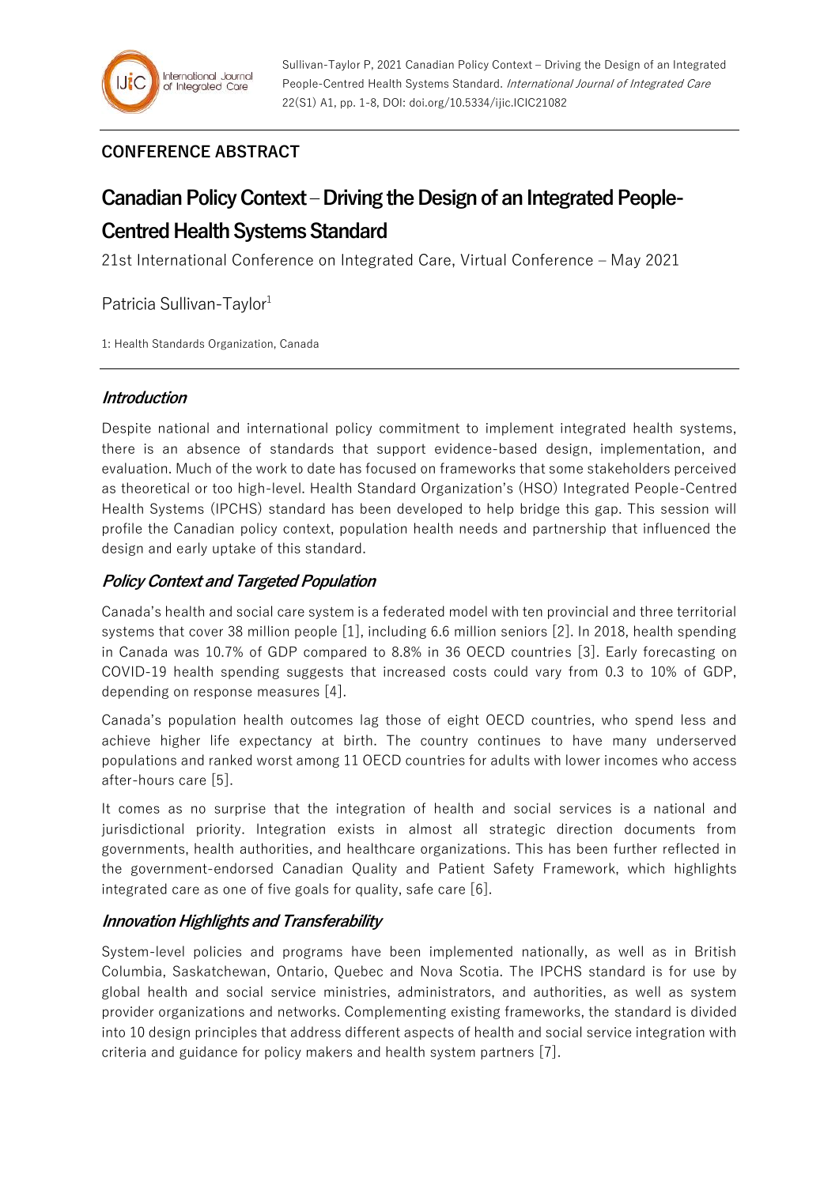**CONFERENCE ABSTRACT**

# Canadian Policy Context – Driving the Design of an Integrated People-Centred Health Systems Standard

21st International Conference on Integrated Care, Virtual Conference – May 2021

Patricia Sullivan-Taylor[1]

1: Health Standards Organization, Canada

## *Introduction*

Despite national and international policy commitment to implement integrated health systems, there is an absence of standards that support evidence-based design, implementation, and evaluation. Much of the work to date has focused on frameworks that some stakeholders perceived as theoretical or too high-level. Health Standard Organization's (HSO) Integrated People-Centred Health Systems (IPCHS) standard has been developed to help bridge this gap. This session will profile the Canadian policy context, population health needs and partnership that influenced the design and early uptake of this standard.

## *Policy Context and Targeted Population*

Canada's health and social care system is a federated model with ten provincial and three territorial systems that cover 38 million people [1], including 6.6 million seniors [2]. In 2018, health spending in Canada was 10.7% of GDP compared to 8.8% in 36 OECD countries [3]. Early forecasting on COVID-19 health spending suggests that increased costs could vary from 0.3 to 10% of GDP, depending on response measures [4].

Canada's population health outcomes lag those of eight OECD countries, who spend less and achieve higher life expectancy at birth. The country continues to have many underserved populations and ranked worst among 11 OECD countries for adults with lower incomes who access after-hours care [5].

It comes as no surprise that the integration of health and social services is a national and jurisdictional priority. Integration exists in almost all strategic direction documents from governments, health authorities, and healthcare organizations. This has been further reflected in the government-endorsed Canadian Quality and Patient Safety Framework, which highlights integrated care as one of five goals for quality, safe care [6].

## *Innovation Highlights and Transferability*

System-level policies and programs have been implemented nationally, as well as in British Columbia, Saskatchewan, Ontario, Quebec and Nova Scotia. The IPCHS standard is for use by global health and social service ministries, administrators, and authorities, as well as system provider organizations and networks. Complementing existing frameworks, the standard is divided into 10 design principles that address different aspects of health and social service integration with criteria and guidance for policy makers and health system partners [7].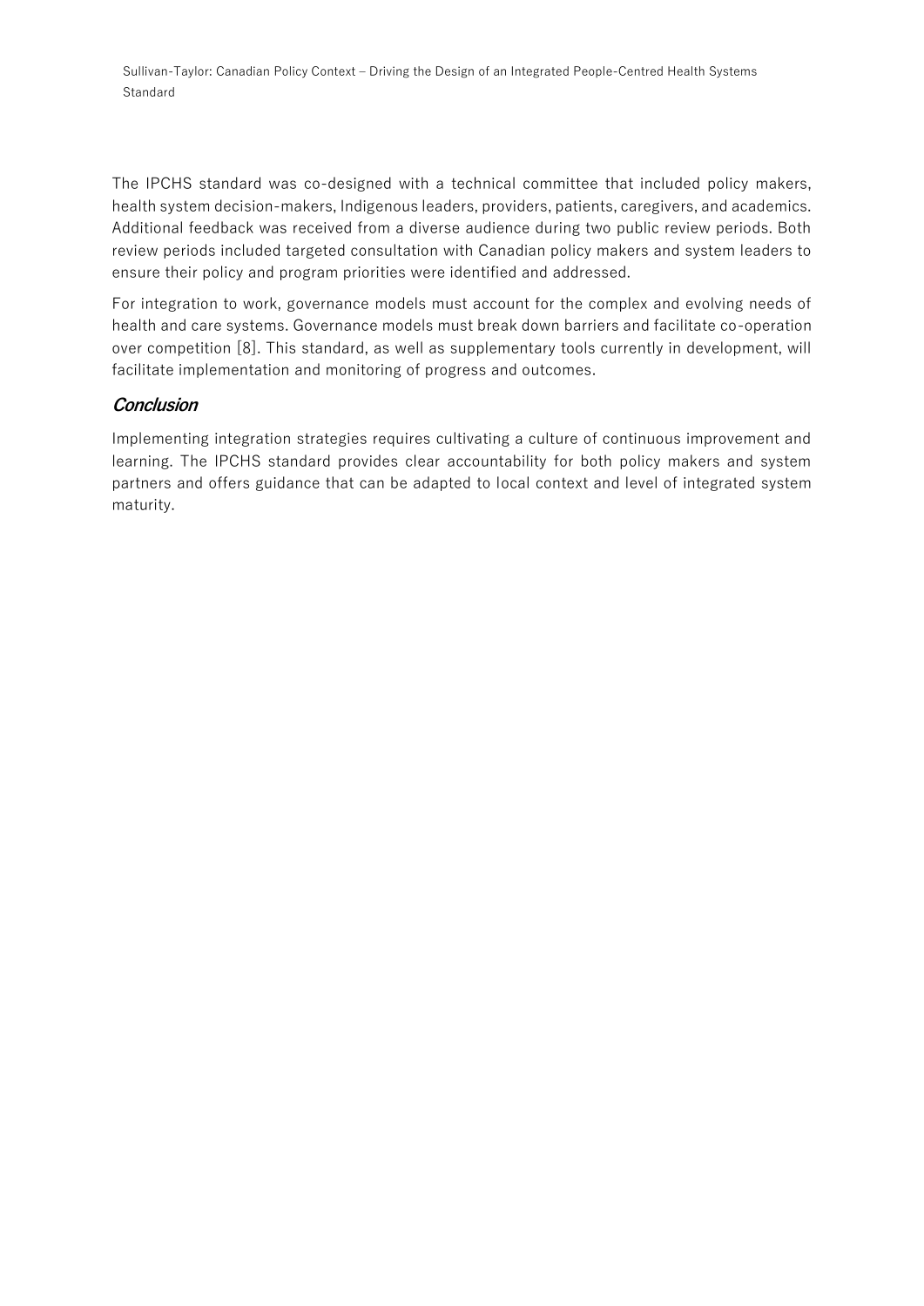The IPCHS standard was co-designed with a technical committee that included policy makers, health system decision-makers, Indigenous leaders, providers, patients, caregivers, and academics. Additional feedback was received from a diverse audience during two public review periods. Both review periods included targeted consultation with Canadian policy makers and system leaders to ensure their policy and program priorities were identified and addressed.

For integration to work, governance models must account for the complex and evolving needs of health and care systems. Governance models must break down barriers and facilitate co-operation over competition [8]. This standard, as well as supplementary tools currently in development, will facilitate implementation and monitoring of progress and outcomes.

## *Conclusion*

Implementing integration strategies requires cultivating a culture of continuous improvement and learning. The IPCHS standard provides clear accountability for both policy makers and system partners and offers guidance that can be adapted to local context and level of integrated system maturity.